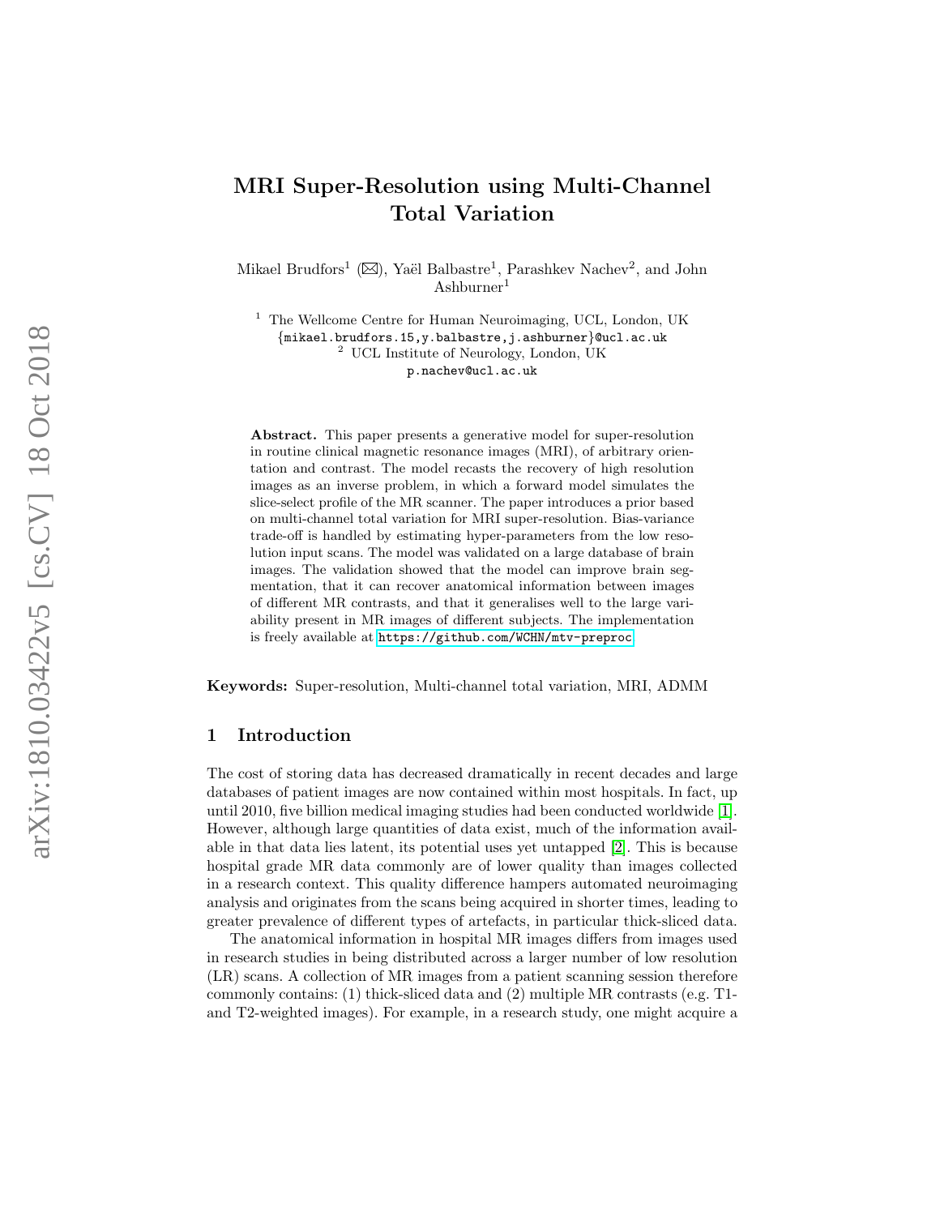# MRI Super-Resolution using Multi-Channel Total Variation

Mikael Brudfors[1] (✉), Yaël Balbastre[1], Parashkev Nachev[2], and John Ashburner[1]

[1] The Wellcome Centre for Human Neuroimaging, UCL, London, UK
{mikael.brudfors.15,y.balbastre,j.ashburner}@ucl.ac.uk
[2] UCL Institute of Neurology, London, UK
p.nachev@ucl.ac.uk

**Abstract.** This paper presents a generative model for super-resolution in routine clinical magnetic resonance images (MRI), of arbitrary orientation and contrast. The model recasts the recovery of high resolution images as an inverse problem, in which a forward model simulates the slice-select profile of the MR scanner. The paper introduces a prior based on multi-channel total variation for MRI super-resolution. Bias-variance trade-off is handled by estimating hyper-parameters from the low resolution input scans. The model was validated on a large database of brain images. The validation showed that the model can improve brain segmentation, that it can recover anatomical information between images of different MR contrasts, and that it generalises well to the large variability present in MR images of different subjects. The implementation is freely available at https://github.com/WCHN/mtv-preproc

**Keywords:** Super-resolution, Multi-channel total variation, MRI, ADMM

## 1 Introduction

The cost of storing data has decreased dramatically in recent decades and large databases of patient images are now contained within most hospitals. In fact, up until 2010, five billion medical imaging studies had been conducted worldwide [1]. However, although large quantities of data exist, much of the information available in that data lies latent, its potential uses yet untapped [2]. This is because hospital grade MR data commonly are of lower quality than images collected in a research context. This quality difference hampers automated neuroimaging analysis and originates from the scans being acquired in shorter times, leading to greater prevalence of different types of artefacts, in particular thick-sliced data.

The anatomical information in hospital MR images differs from images used in research studies in being distributed across a larger number of low resolution (LR) scans. A collection of MR images from a patient scanning session therefore commonly contains: (1) thick-sliced data and (2) multiple MR contrasts (e.g. T1- and T2-weighted images). For example, in a research study, one might acquire a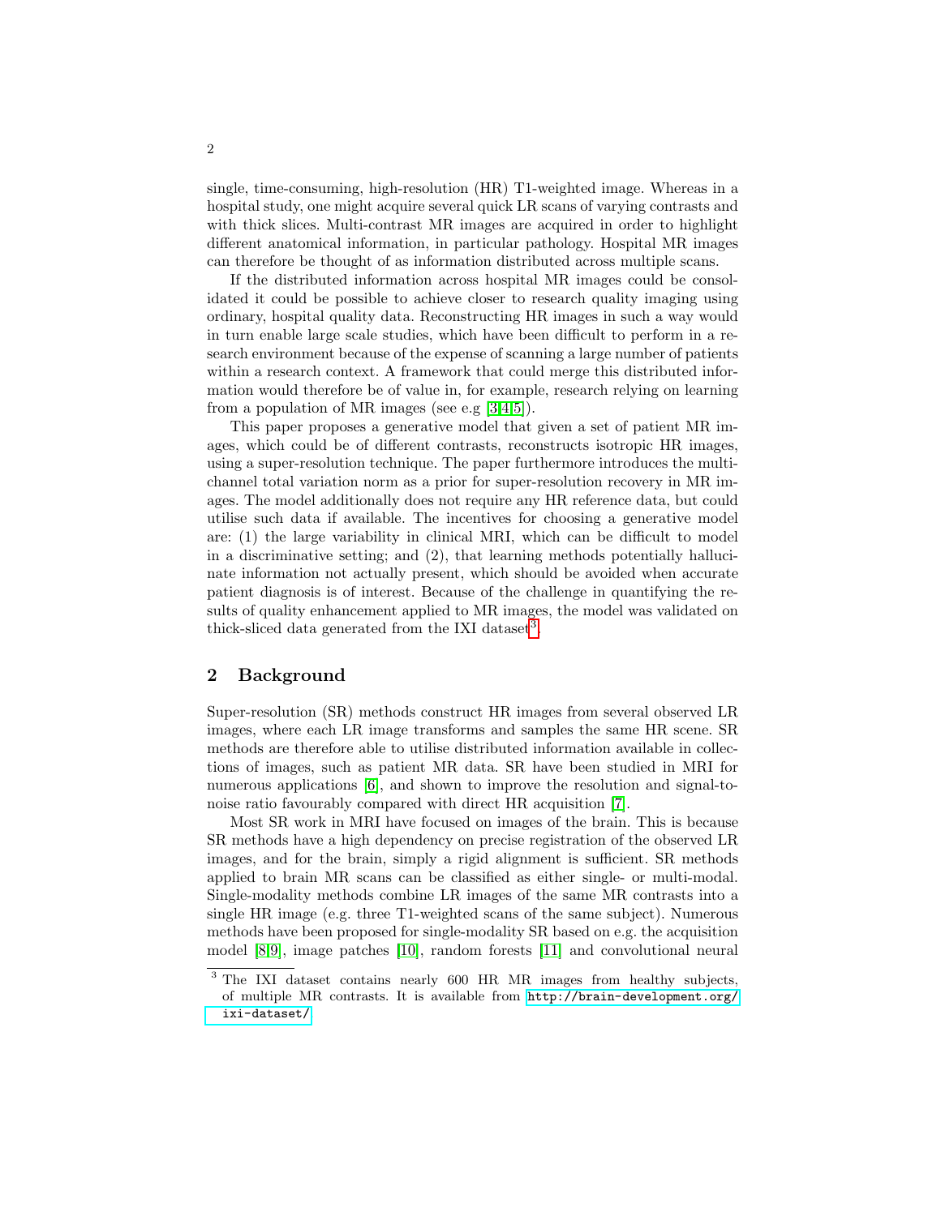single, time-consuming, high-resolution (HR) T1-weighted image. Whereas in a hospital study, one might acquire several quick LR scans of varying contrasts and with thick slices. Multi-contrast MR images are acquired in order to highlight different anatomical information, in particular pathology. Hospital MR images can therefore be thought of as information distributed across multiple scans.

If the distributed information across hospital MR images could be consolidated it could be possible to achieve closer to research quality imaging using ordinary, hospital quality data. Reconstructing HR images in such a way would in turn enable large scale studies, which have been difficult to perform in a research environment because of the expense of scanning a large number of patients within a research context. A framework that could merge this distributed information would therefore be of value in, for example, research relying on learning from a population of MR images (see e.g [3,4,5]).

This paper proposes a generative model that given a set of patient MR images, which could be of different contrasts, reconstructs isotropic HR images, using a super-resolution technique. The paper furthermore introduces the multi-channel total variation norm as a prior for super-resolution recovery in MR images. The model additionally does not require any HR reference data, but could utilise such data if available. The incentives for choosing a generative model are: (1) the large variability in clinical MRI, which can be difficult to model in a discriminative setting; and (2), that learning methods potentially hallucinate information not actually present, which should be avoided when accurate patient diagnosis is of interest. Because of the challenge in quantifying the results of quality enhancement applied to MR images, the model was validated on thick-sliced data generated from the IXI dataset[3].

## 2 Background

Super-resolution (SR) methods construct HR images from several observed LR images, where each LR image transforms and samples the same HR scene. SR methods are therefore able to utilise distributed information available in collections of images, such as patient MR data. SR have been studied in MRI for numerous applications [6], and shown to improve the resolution and signal-to-noise ratio favourably compared with direct HR acquisition [7].

Most SR work in MRI have focused on images of the brain. This is because SR methods have a high dependency on precise registration of the observed LR images, and for the brain, simply a rigid alignment is sufficient. SR methods applied to brain MR scans can be classified as either single- or multi-modal. Single-modality methods combine LR images of the same MR contrasts into a single HR image (e.g. three T1-weighted scans of the same subject). Numerous methods have been proposed for single-modality SR based on e.g. the acquisition model [8,9], image patches [10], random forests [11] and convolutional neural

[3] The IXI dataset contains nearly 600 HR MR images from healthy subjects, of multiple MR contrasts. It is available from http://brain-development.org/ixi-dataset/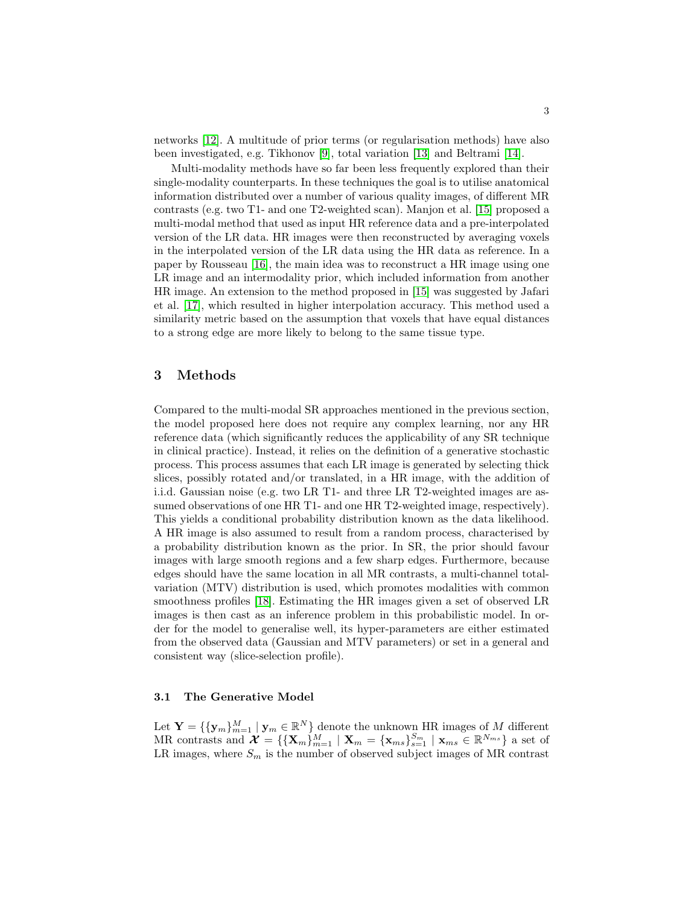networks [12]. A multitude of prior terms (or regularisation methods) have also been investigated, e.g. Tikhonov [9], total variation [13] and Beltrami [14].

Multi-modality methods have so far been less frequently explored than their single-modality counterparts. In these techniques the goal is to utilise anatomical information distributed over a number of various quality images, of different MR contrasts (e.g. two T1- and one T2-weighted scan). Manjon et al. [15] proposed a multi-modal method that used as input HR reference data and a pre-interpolated version of the LR data. HR images were then reconstructed by averaging voxels in the interpolated version of the LR data using the HR data as reference. In a paper by Rousseau [16], the main idea was to reconstruct a HR image using one LR image and an intermodality prior, which included information from another HR image. An extension to the method proposed in [15] was suggested by Jafari et al. [17], which resulted in higher interpolation accuracy. This method used a similarity metric based on the assumption that voxels that have equal distances to a strong edge are more likely to belong to the same tissue type.

## 3 Methods

Compared to the multi-modal SR approaches mentioned in the previous section, the model proposed here does not require any complex learning, nor any HR reference data (which significantly reduces the applicability of any SR technique in clinical practice). Instead, it relies on the definition of a generative stochastic process. This process assumes that each LR image is generated by selecting thick slices, possibly rotated and/or translated, in a HR image, with the addition of i.i.d. Gaussian noise (e.g. two LR T1- and three LR T2-weighted images are assumed observations of one HR T1- and one HR T2-weighted image, respectively). This yields a conditional probability distribution known as the data likelihood. A HR image is also assumed to result from a random process, characterised by a probability distribution known as the prior. In SR, the prior should favour images with large smooth regions and a few sharp edges. Furthermore, because edges should have the same location in all MR contrasts, a multi-channel total-variation (MTV) distribution is used, which promotes modalities with common smoothness profiles [18]. Estimating the HR images given a set of observed LR images is then cast as an inference problem in this probabilistic model. In order for the model to generalise well, its hyper-parameters are either estimated from the observed data (Gaussian and MTV parameters) or set in a general and consistent way (slice-selection profile).

### 3.1 The Generative Model

Let $\mathbf{Y} = \{\{\mathbf{y}_m\}_{m=1}^{M} \mid \mathbf{y}_m \in \mathbb{R}^N\}$ denote the unknown HR images of $M$ different MR contrasts and $\boldsymbol{\mathcal{X}} = \{\{\mathbf{X}_m\}_{m=1}^{M} \mid \mathbf{X}_m = \{\mathbf{x}_{ms}\}_{s=1}^{S_m} \mid \mathbf{x}_{ms} \in \mathbb{R}^{N_{ms}}\}$ a set of LR images, where $S_m$ is the number of observed subject images of MR contrast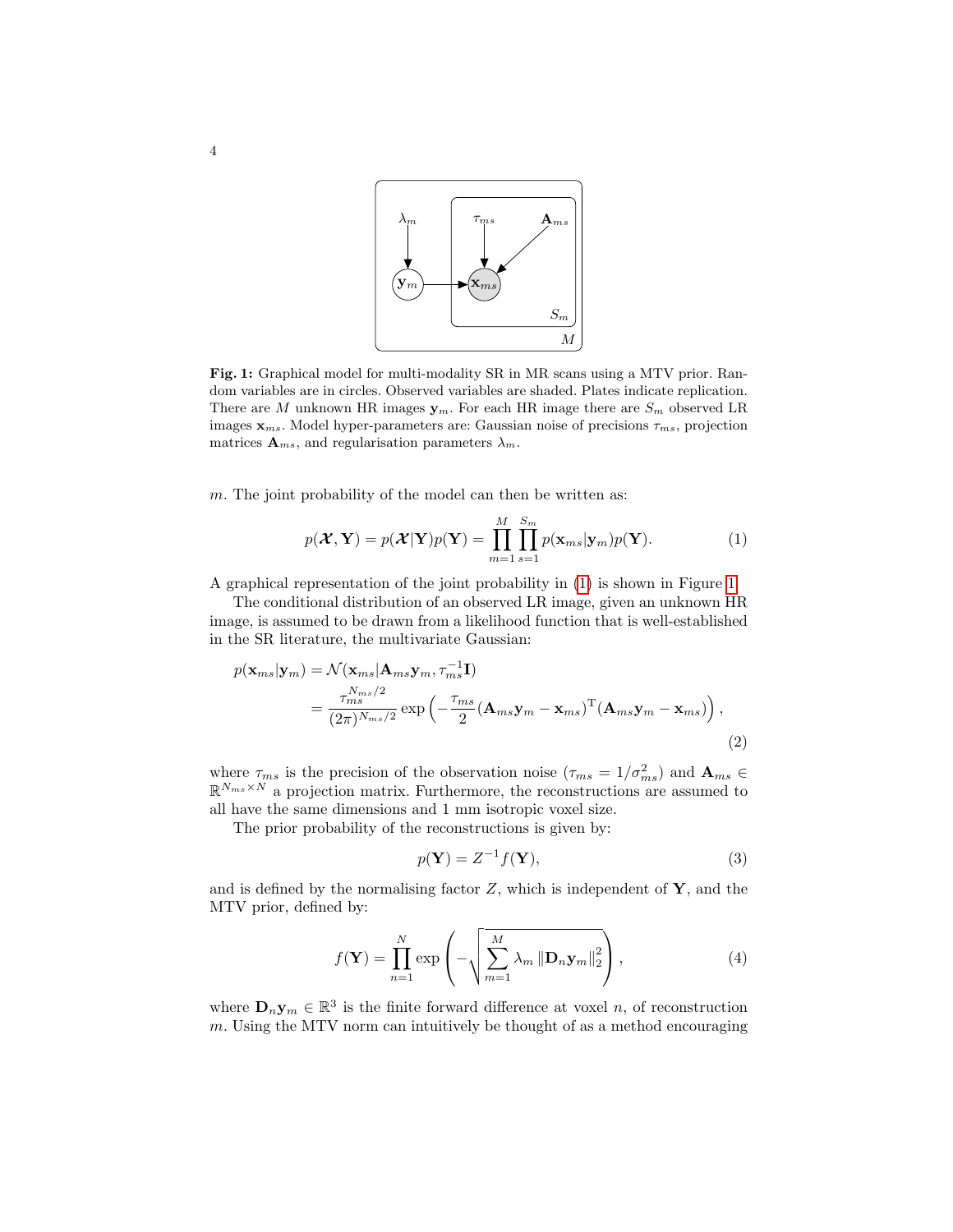**Fig. 1:** Graphical model for multi-modality SR in MR scans using a MTV prior. Random variables are in circles. Observed variables are shaded. Plates indicate replication. There are $M$ unknown HR images $\mathbf{y}_m$. For each HR image there are $S_m$ observed LR images $\mathbf{x}_{ms}$. Model hyper-parameters are: Gaussian noise of precisions $\tau_{ms}$, projection matrices $\mathbf{A}_{ms}$, and regularisation parameters $\lambda_m$.

$m$. The joint probability of the model can then be written as:

$$p(\boldsymbol{\mathcal{X}}, \mathbf{Y}) = p(\boldsymbol{\mathcal{X}}|\mathbf{Y})p(\mathbf{Y}) = \prod_{m=1}^{M}\prod_{s=1}^{S_m} p(\mathbf{x}_{ms}|\mathbf{y}_m)p(\mathbf{Y}). \tag{1}$$

A graphical representation of the joint probability in (1) is shown in Figure 1.

The conditional distribution of an observed LR image, given an unknown HR image, is assumed to be drawn from a likelihood function that is well-established in the SR literature, the multivariate Gaussian:

$$\begin{aligned} p(\mathbf{x}_{ms}|\mathbf{y}_m) &= \mathcal{N}(\mathbf{x}_{ms}|\mathbf{A}_{ms}\mathbf{y}_m, \tau_{ms}^{-1}\mathbf{I}) \\ &= \frac{\tau_{ms}^{N_{ms}/2}}{(2\pi)^{N_{ms}/2}} \exp\left(-\frac{\tau_{ms}}{2}(\mathbf{A}_{ms}\mathbf{y}_m - \mathbf{x}_{ms})^{\mathrm{T}}(\mathbf{A}_{ms}\mathbf{y}_m - \mathbf{x}_{ms})\right), \end{aligned} \tag{2}$$

where $\tau_{ms}$ is the precision of the observation noise ($\tau_{ms} = 1/\sigma_{ms}^2$) and $\mathbf{A}_{ms} \in \mathbb{R}^{N_{ms}\times N}$ a projection matrix. Furthermore, the reconstructions are assumed to all have the same dimensions and 1 mm isotropic voxel size.

The prior probability of the reconstructions is given by:

$$p(\mathbf{Y}) = Z^{-1}f(\mathbf{Y}), \tag{3}$$

and is defined by the normalising factor $Z$, which is independent of $\mathbf{Y}$, and the MTV prior, defined by:

$$f(\mathbf{Y}) = \prod_{n=1}^{N} \exp\left(-\sqrt{\sum_{m=1}^{M} \lambda_m \left\|\mathbf{D}_n\mathbf{y}_m\right\|_2^2}\right), \tag{4}$$

where $\mathbf{D}_n\mathbf{y}_m \in \mathbb{R}^3$ is the finite forward difference at voxel $n$, of reconstruction $m$. Using the MTV norm can intuitively be thought of as a method encouraging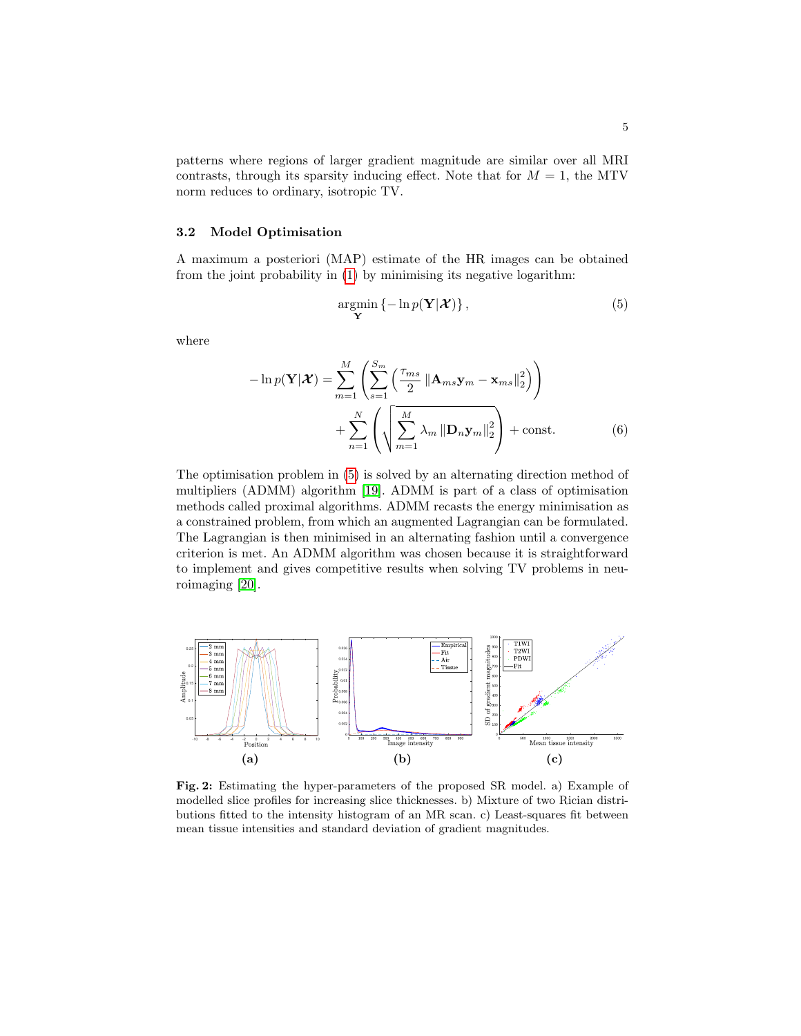patterns where regions of larger gradient magnitude are similar over all MRI contrasts, through its sparsity inducing effect. Note that for $M = 1$, the MTV norm reduces to ordinary, isotropic TV.

### 3.2 Model Optimisation

A maximum a posteriori (MAP) estimate of the HR images can be obtained from the joint probability in (1) by minimising its negative logarithm:

$$\underset{\mathbf{Y}}{\operatorname{argmin}} \left\{ -\ln p(\mathbf{Y}|\boldsymbol{\mathcal{X}}) \right\}, \tag{5}$$

where

$$\begin{aligned} -\ln p(\mathbf{Y}|\boldsymbol{\mathcal{X}}) = & \sum_{m=1}^{M} \left( \sum_{s=1}^{S_m} \left( \frac{\tau_{ms}}{2} \left\| \mathbf{A}_{ms}\mathbf{y}_m - \mathbf{x}_{ms} \right\|_2^2 \right) \right) \\ & + \sum_{n=1}^{N} \left( \sqrt{\sum_{m=1}^{M} \lambda_m \left\| \mathbf{D}_n \mathbf{y}_m \right\|_2^2} \right) + \text{const.} \end{aligned} \tag{6}$$

The optimisation problem in (5) is solved by an alternating direction method of multipliers (ADMM) algorithm [19]. ADMM is part of a class of optimisation methods called proximal algorithms. ADMM recasts the energy minimisation as a constrained problem, from which an augmented Lagrangian can be formulated. The Lagrangian is then minimised in an alternating fashion until a convergence criterion is met. An ADMM algorithm was chosen because it is straightforward to implement and gives competitive results when solving TV problems in neuroimaging [20].

**Fig. 2:** Estimating the hyper-parameters of the proposed SR model. a) Example of modelled slice profiles for increasing slice thicknesses. b) Mixture of two Rician distributions fitted to the intensity histogram of an MR scan. c) Least-squares fit between mean tissue intensities and standard deviation of gradient magnitudes.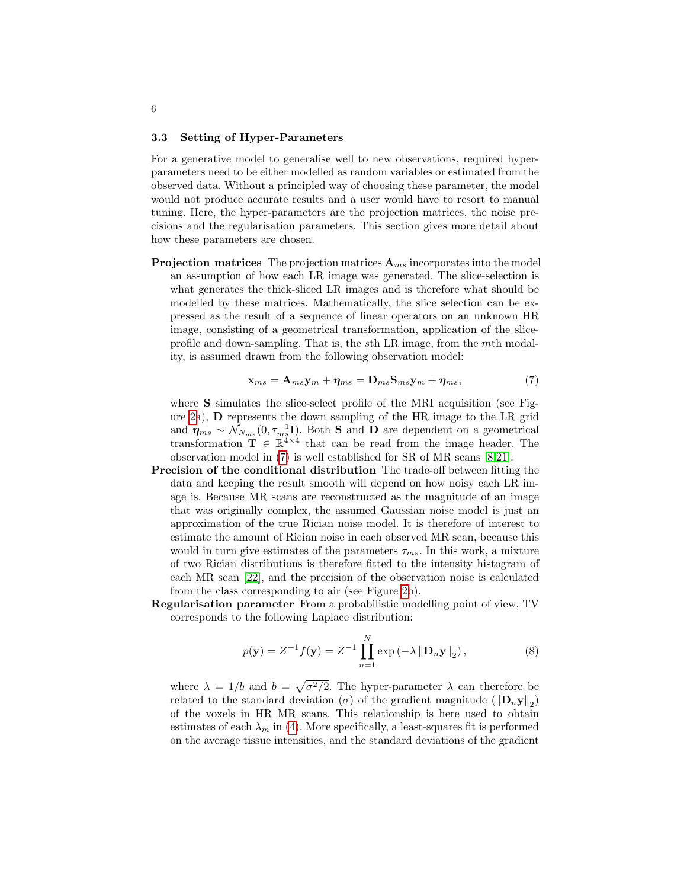### 3.3 Setting of Hyper-Parameters

For a generative model to generalise well to new observations, required hyper-parameters need to be either modelled as random variables or estimated from the observed data. Without a principled way of choosing these parameter, the model would not produce accurate results and a user would have to resort to manual tuning. Here, the hyper-parameters are the projection matrices, the noise precisions and the regularisation parameters. This section gives more detail about how these parameters are chosen.

**Projection matrices** The projection matrices $\mathbf{A}_{ms}$ incorporates into the model an assumption of how each LR image was generated. The slice-selection is what generates the thick-sliced LR images and is therefore what should be modelled by these matrices. Mathematically, the slice selection can be expressed as the result of a sequence of linear operators on an unknown HR image, consisting of a geometrical transformation, application of the slice-profile and down-sampling. That is, the $s$th LR image, from the $m$th modality, is assumed drawn from the following observation model:

$$\mathbf{x}_{ms} = \mathbf{A}_{ms}\mathbf{y}_m + \boldsymbol{\eta}_{ms} = \mathbf{D}_{ms}\mathbf{S}_{ms}\mathbf{y}_m + \boldsymbol{\eta}_{ms}, \tag{7}$$

where $\mathbf{S}$ simulates the slice-select profile of the MRI acquisition (see Figure 2a), $\mathbf{D}$ represents the down sampling of the HR image to the LR grid and $\boldsymbol{\eta}_{ms} \sim \mathcal{N}_{N_{ms}}(0, \tau_{ms}^{-1}\mathbf{I})$. Both $\mathbf{S}$ and $\mathbf{D}$ are dependent on a geometrical transformation $\mathbf{T} \in \mathbb{R}^{4\times4}$ that can be read from the image header. The observation model in (7) is well established for SR of MR scans [8,21].

**Precision of the conditional distribution** The trade-off between fitting the data and keeping the result smooth will depend on how noisy each LR image is. Because MR scans are reconstructed as the magnitude of an image that was originally complex, the assumed Gaussian noise model is just an approximation of the true Rician noise model. It is therefore of interest to estimate the amount of Rician noise in each observed MR scan, because this would in turn give estimates of the parameters $\tau_{ms}$. In this work, a mixture of two Rician distributions is therefore fitted to the intensity histogram of each MR scan [22], and the precision of the observation noise is calculated from the class corresponding to air (see Figure 2b).

**Regularisation parameter** From a probabilistic modelling point of view, TV corresponds to the following Laplace distribution:

$$p(\mathbf{y}) = Z^{-1}f(\mathbf{y}) = Z^{-1}\prod_{n=1}^{N}\exp\left(-\lambda\left\|\mathbf{D}_n\mathbf{y}\right\|_2\right), \tag{8}$$

where $\lambda = 1/b$ and $b = \sqrt{\sigma^2/2}$. The hyper-parameter $\lambda$ can therefore be related to the standard deviation ($\sigma$) of the gradient magnitude ($\left\|\mathbf{D}_n\mathbf{y}\right\|_2$) of the voxels in HR MR scans. This relationship is here used to obtain estimates of each $\lambda_m$ in (4). More specifically, a least-squares fit is performed on the average tissue intensities, and the standard deviations of the gradient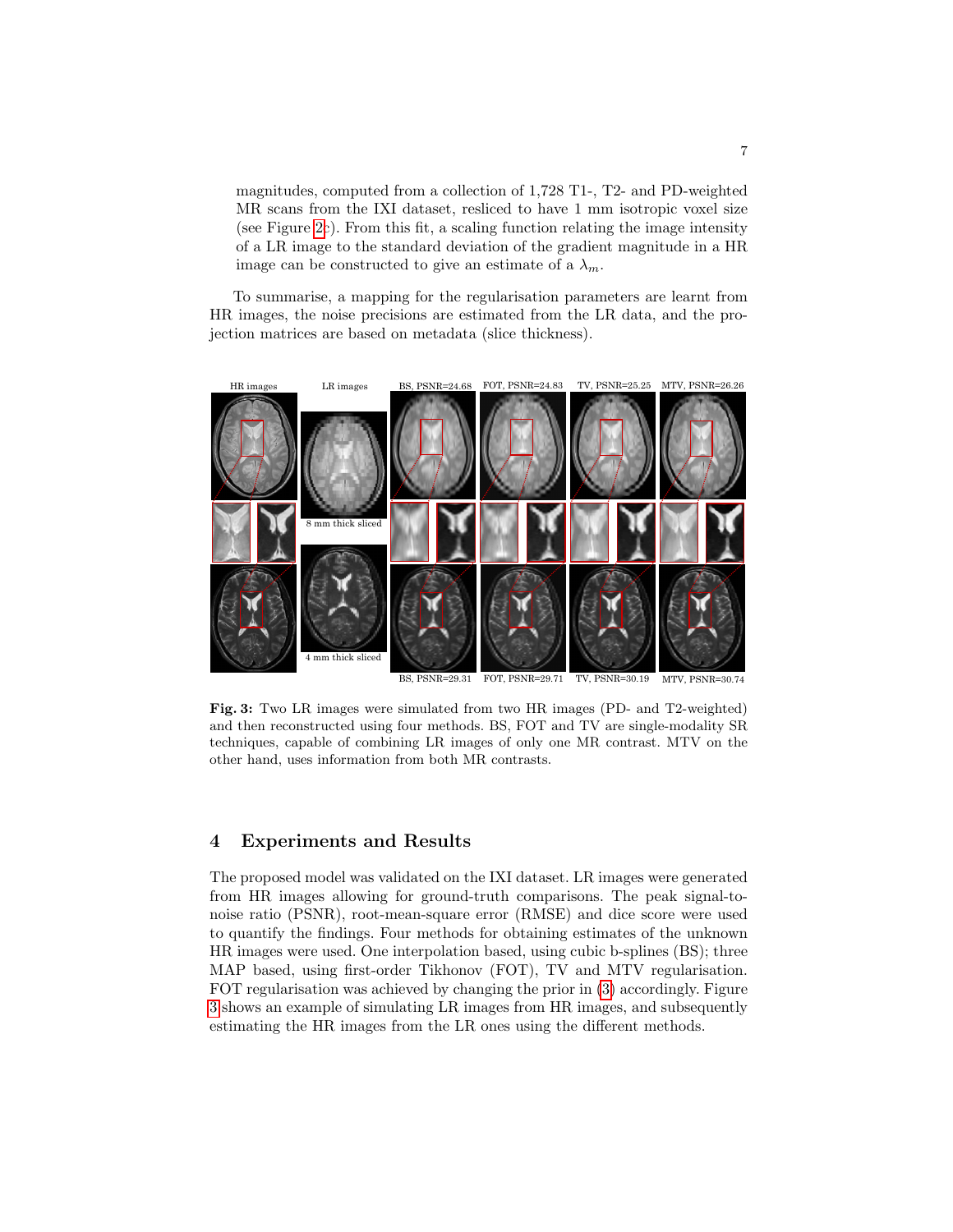magnitudes, computed from a collection of 1,728 T1-, T2- and PD-weighted MR scans from the IXI dataset, resliced to have 1 mm isotropic voxel size (see Figure 2c). From this fit, a scaling function relating the image intensity of a LR image to the standard deviation of the gradient magnitude in a HR image can be constructed to give an estimate of a $\lambda_m$.

To summarise, a mapping for the regularisation parameters are learnt from HR images, the noise precisions are estimated from the LR data, and the projection matrices are based on metadata (slice thickness).

**Fig. 3:** Two LR images were simulated from two HR images (PD- and T2-weighted) and then reconstructed using four methods. BS, FOT and TV are single-modality SR techniques, capable of combining LR images of only one MR contrast. MTV on the other hand, uses information from both MR contrasts.

## 4 Experiments and Results

The proposed model was validated on the IXI dataset. LR images were generated from HR images allowing for ground-truth comparisons. The peak signal-to-noise ratio (PSNR), root-mean-square error (RMSE) and dice score were used to quantify the findings. Four methods for obtaining estimates of the unknown HR images were used. One interpolation based, using cubic b-splines (BS); three MAP based, using first-order Tikhonov (FOT), TV and MTV regularisation. FOT regularisation was achieved by changing the prior in (3) accordingly. Figure 3 shows an example of simulating LR images from HR images, and subsequently estimating the HR images from the LR ones using the different methods.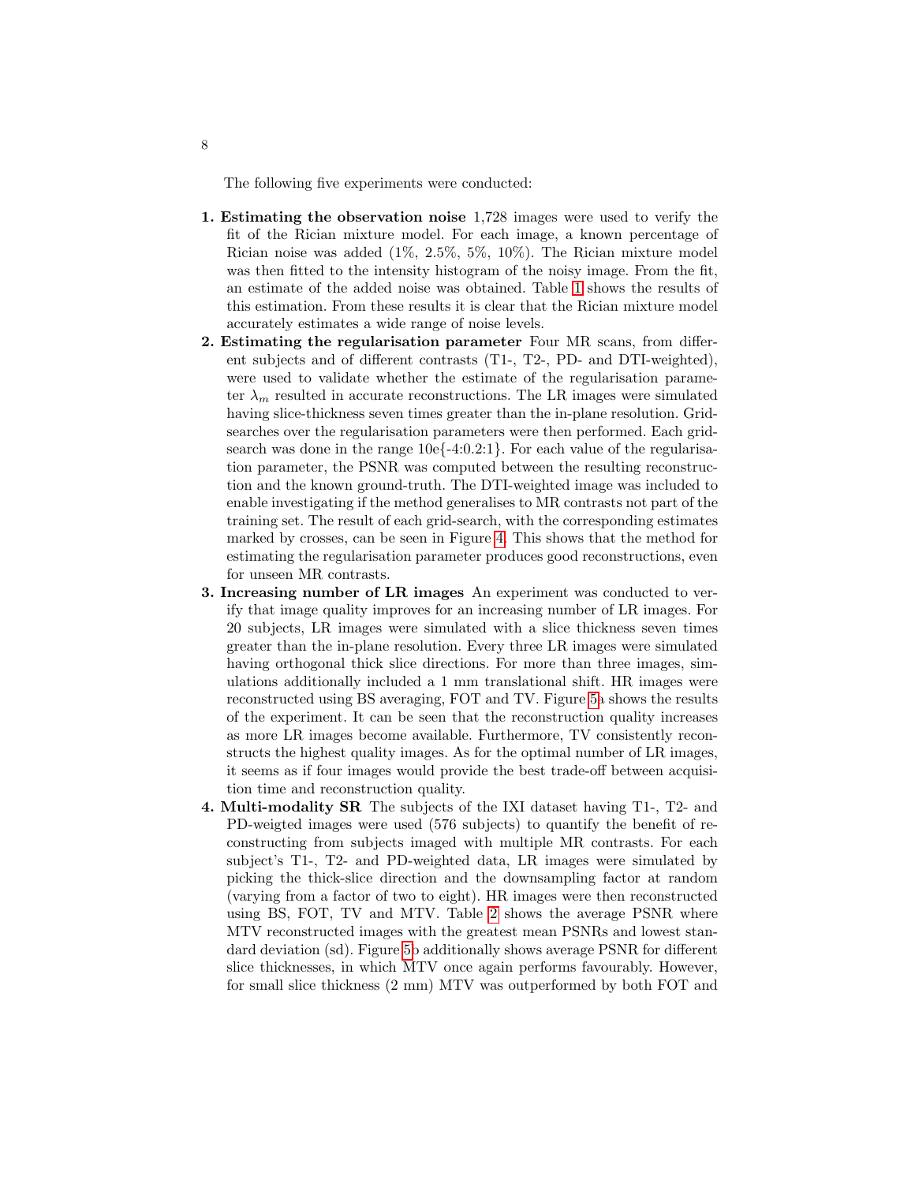The following five experiments were conducted:

1. **Estimating the observation noise** 1,728 images were used to verify the fit of the Rician mixture model. For each image, a known percentage of Rician noise was added (1%, 2.5%, 5%, 10%). The Rician mixture model was then fitted to the intensity histogram of the noisy image. From the fit, an estimate of the added noise was obtained. Table 1 shows the results of this estimation. From these results it is clear that the Rician mixture model accurately estimates a wide range of noise levels.
2. **Estimating the regularisation parameter** Four MR scans, from different subjects and of different contrasts (T1-, T2-, PD- and DTI-weighted), were used to validate whether the estimate of the regularisation parameter $\lambda_m$ resulted in accurate reconstructions. The LR images were simulated having slice-thickness seven times greater than the in-plane resolution. Grid-searches over the regularisation parameters were then performed. Each grid-search was done in the range 10e{-4:0.2:1}. For each value of the regularisation parameter, the PSNR was computed between the resulting reconstruction and the known ground-truth. The DTI-weighted image was included to enable investigating if the method generalises to MR contrasts not part of the training set. The result of each grid-search, with the corresponding estimates marked by crosses, can be seen in Figure 4. This shows that the method for estimating the regularisation parameter produces good reconstructions, even for unseen MR contrasts.
3. **Increasing number of LR images** An experiment was conducted to verify that image quality improves for an increasing number of LR images. For 20 subjects, LR images were simulated with a slice thickness seven times greater than the in-plane resolution. Every three LR images were simulated having orthogonal thick slice directions. For more than three images, simulations additionally included a 1 mm translational shift. HR images were reconstructed using BS averaging, FOT and TV. Figure 5a shows the results of the experiment. It can be seen that the reconstruction quality increases as more LR images become available. Furthermore, TV consistently reconstructs the highest quality images. As for the optimal number of LR images, it seems as if four images would provide the best trade-off between acquisition time and reconstruction quality.
4. **Multi-modality SR** The subjects of the IXI dataset having T1-, T2- and PD-weigted images were used (576 subjects) to quantify the benefit of reconstructing from subjects imaged with multiple MR contrasts. For each subject's T1-, T2- and PD-weighted data, LR images were simulated by picking the thick-slice direction and the downsampling factor at random (varying from a factor of two to eight). HR images were then reconstructed using BS, FOT, TV and MTV. Table 2 shows the average PSNR where MTV reconstructed images with the greatest mean PSNRs and lowest standard deviation (sd). Figure 5b additionally shows average PSNR for different slice thicknesses, in which MTV once again performs favourably. However, for small slice thickness (2 mm) MTV was outperformed by both FOT and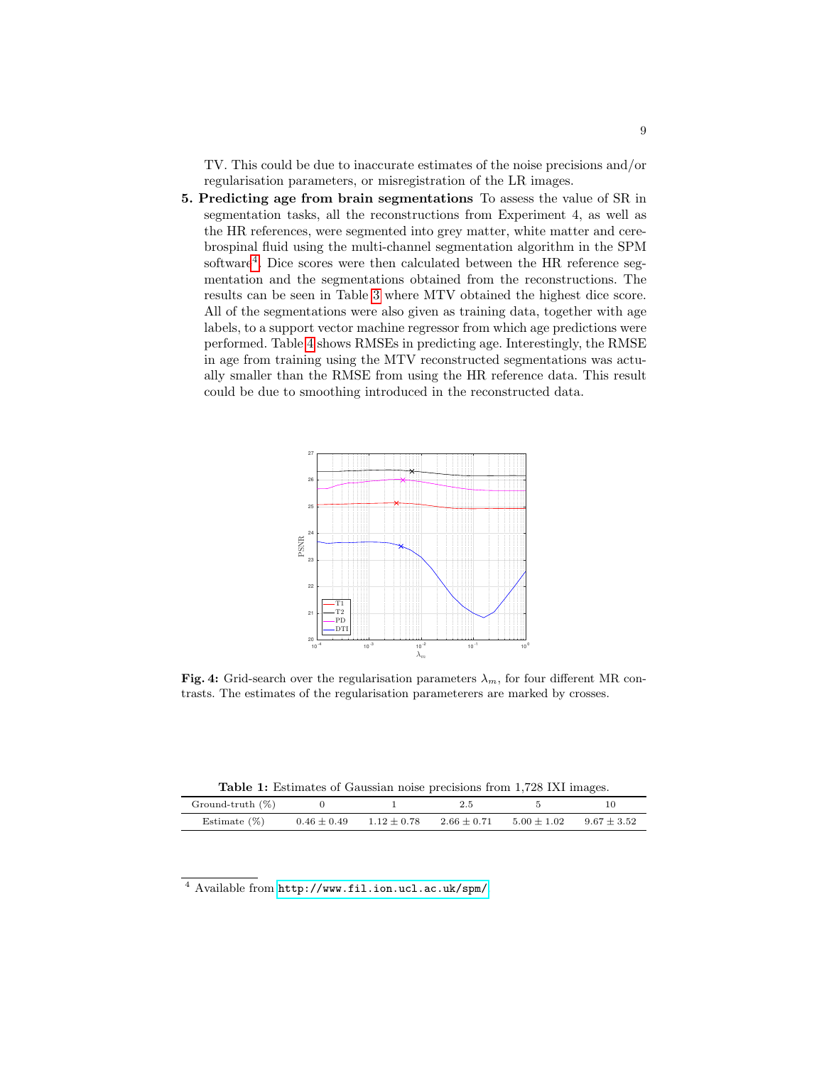TV. This could be due to inaccurate estimates of the noise precisions and/or regularisation parameters, or misregistration of the LR images.

5. **Predicting age from brain segmentations** To assess the value of SR in segmentation tasks, all the reconstructions from Experiment 4, as well as the HR references, were segmented into grey matter, white matter and cerebrospinal fluid using the multi-channel segmentation algorithm in the SPM software[4]. Dice scores were then calculated between the HR reference segmentation and the segmentations obtained from the reconstructions. The results can be seen in Table 3 where MTV obtained the highest dice score. All of the segmentations were also given as training data, together with age labels, to a support vector machine regressor from which age predictions were performed. Table 4 shows RMSEs in predicting age. Interestingly, the RMSE in age from training using the MTV reconstructed segmentations was actually smaller than the RMSE from using the HR reference data. This result could be due to smoothing introduced in the reconstructed data.

**Fig. 4:** Grid-search over the regularisation parameters $\lambda_m$, for four different MR contrasts. The estimates of the regularisation parameterers are marked by crosses.

**Table 1:** Estimates of Gaussian noise precisions from 1,728 IXI images.

| Ground-truth (%) | 0 | 1 | 2.5 | 5 | 10 |
|---|---|---|---|---|---|
| Estimate (%) | $0.46 \pm 0.49$ | $1.12 \pm 0.78$ | $2.66 \pm 0.71$ | $5.00 \pm 1.02$ | $9.67 \pm 3.52$ |

[4] Available from http://www.fil.ion.ucl.ac.uk/spm/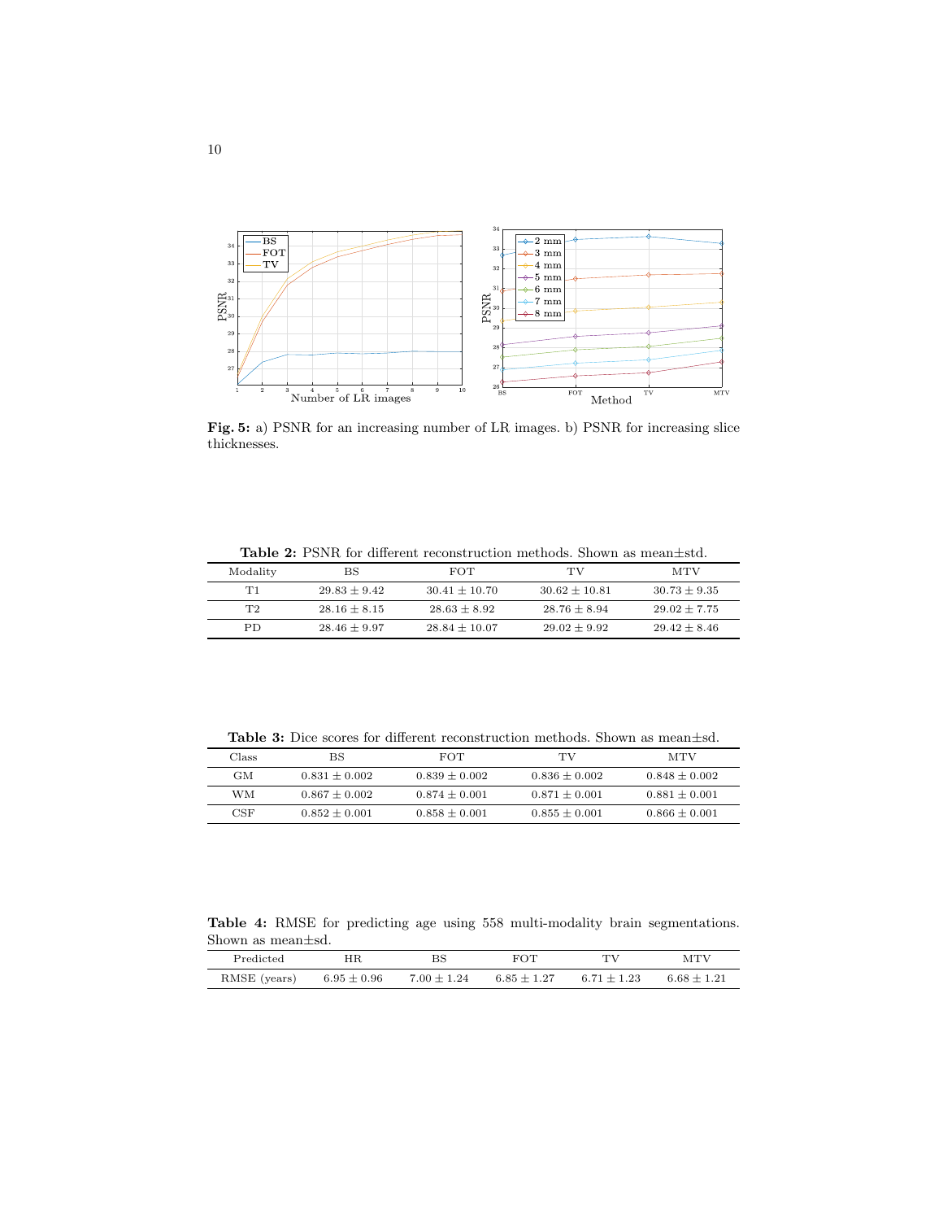**Fig. 5:** a) PSNR for an increasing number of LR images. b) PSNR for increasing slice thicknesses.

**Table 2:** PSNR for different reconstruction methods. Shown as mean±std.

| Modality | BS | FOT | TV | MTV |
|---|---|---|---|---|
| T1 | $29.83 \pm 9.42$ | $30.41 \pm 10.70$ | $30.62 \pm 10.81$ | $30.73 \pm 9.35$ |
| T2 | $28.16 \pm 8.15$ | $28.63 \pm 8.92$ | $28.76 \pm 8.94$ | $29.02 \pm 7.75$ |
| PD | $28.46 \pm 9.97$ | $28.84 \pm 10.07$ | $29.02 \pm 9.92$ | $29.42 \pm 8.46$ |

**Table 3:** Dice scores for different reconstruction methods. Shown as mean±sd.

| Class | BS | FOT | TV | MTV |
|---|---|---|---|---|
| GM | $0.831 \pm 0.002$ | $0.839 \pm 0.002$ | $0.836 \pm 0.002$ | $0.848 \pm 0.002$ |
| WM | $0.867 \pm 0.002$ | $0.874 \pm 0.001$ | $0.871 \pm 0.001$ | $0.881 \pm 0.001$ |
| CSF | $0.852 \pm 0.001$ | $0.858 \pm 0.001$ | $0.855 \pm 0.001$ | $0.866 \pm 0.001$ |

**Table 4:** RMSE for predicting age using 558 multi-modality brain segmentations. Shown as mean±sd.

| Predicted | HR | BS | FOT | TV | MTV |
|---|---|---|---|---|---|
| RMSE (years) | $6.95 \pm 0.96$ | $7.00 \pm 1.24$ | $6.85 \pm 1.27$ | $6.71 \pm 1.23$ | $6.68 \pm 1.21$ |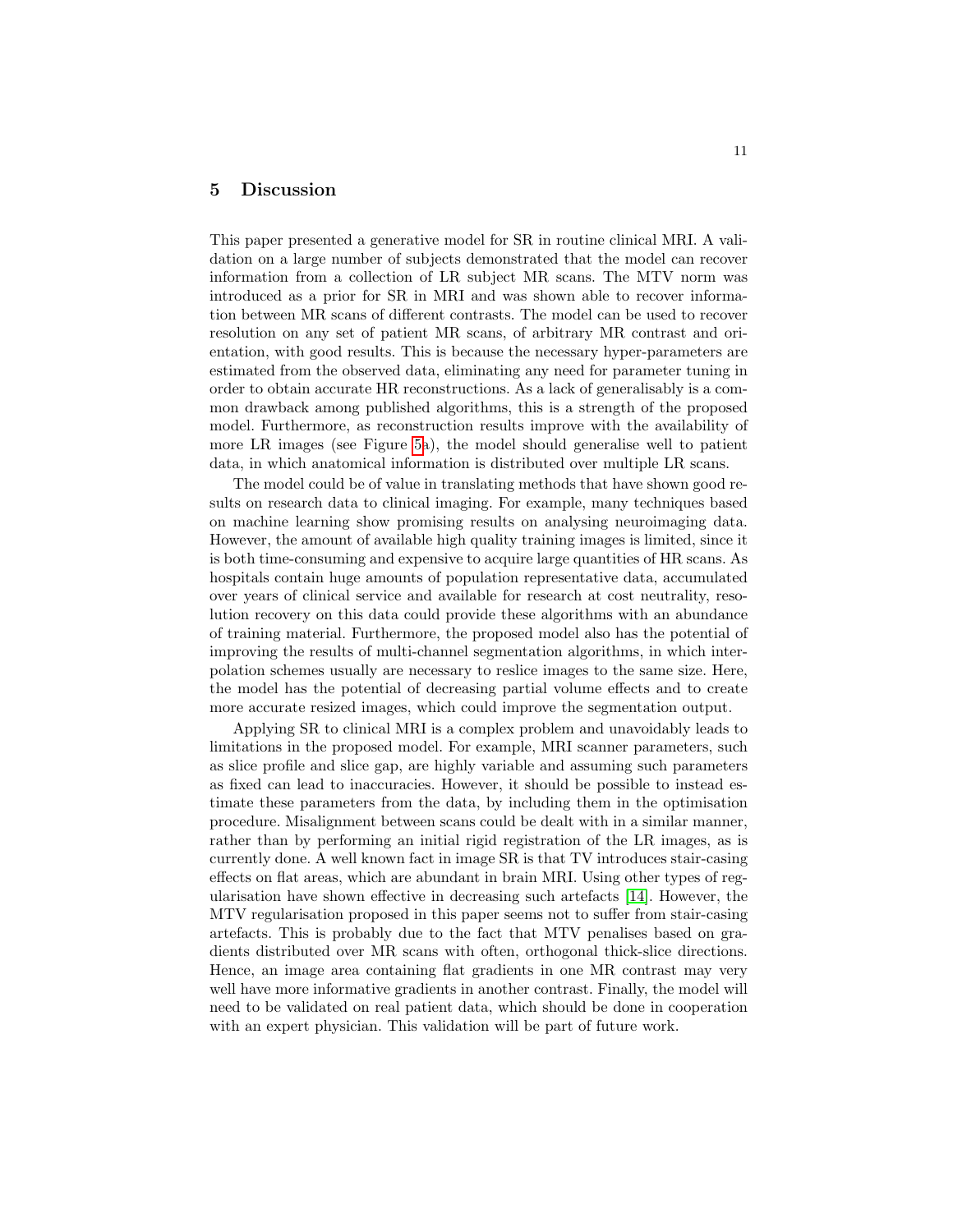## 5 Discussion

This paper presented a generative model for SR in routine clinical MRI. A validation on a large number of subjects demonstrated that the model can recover information from a collection of LR subject MR scans. The MTV norm was introduced as a prior for SR in MRI and was shown able to recover information between MR scans of different contrasts. The model can be used to recover resolution on any set of patient MR scans, of arbitrary MR contrast and orientation, with good results. This is because the necessary hyper-parameters are estimated from the observed data, eliminating any need for parameter tuning in order to obtain accurate HR reconstructions. As a lack of generalisably is a common drawback among published algorithms, this is a strength of the proposed model. Furthermore, as reconstruction results improve with the availability of more LR images (see Figure 5a), the model should generalise well to patient data, in which anatomical information is distributed over multiple LR scans.

The model could be of value in translating methods that have shown good results on research data to clinical imaging. For example, many techniques based on machine learning show promising results on analysing neuroimaging data. However, the amount of available high quality training images is limited, since it is both time-consuming and expensive to acquire large quantities of HR scans. As hospitals contain huge amounts of population representative data, accumulated over years of clinical service and available for research at cost neutrality, resolution recovery on this data could provide these algorithms with an abundance of training material. Furthermore, the proposed model also has the potential of improving the results of multi-channel segmentation algorithms, in which interpolation schemes usually are necessary to reslice images to the same size. Here, the model has the potential of decreasing partial volume effects and to create more accurate resized images, which could improve the segmentation output.

Applying SR to clinical MRI is a complex problem and unavoidably leads to limitations in the proposed model. For example, MRI scanner parameters, such as slice profile and slice gap, are highly variable and assuming such parameters as fixed can lead to inaccuracies. However, it should be possible to instead estimate these parameters from the data, by including them in the optimisation procedure. Misalignment between scans could be dealt with in a similar manner, rather than by performing an initial rigid registration of the LR images, as is currently done. A well known fact in image SR is that TV introduces stair-casing effects on flat areas, which are abundant in brain MRI. Using other types of regularisation have shown effective in decreasing such artefacts [14]. However, the MTV regularisation proposed in this paper seems not to suffer from stair-casing artefacts. This is probably due to the fact that MTV penalises based on gradients distributed over MR scans with often, orthogonal thick-slice directions. Hence, an image area containing flat gradients in one MR contrast may very well have more informative gradients in another contrast. Finally, the model will need to be validated on real patient data, which should be done in cooperation with an expert physician. This validation will be part of future work.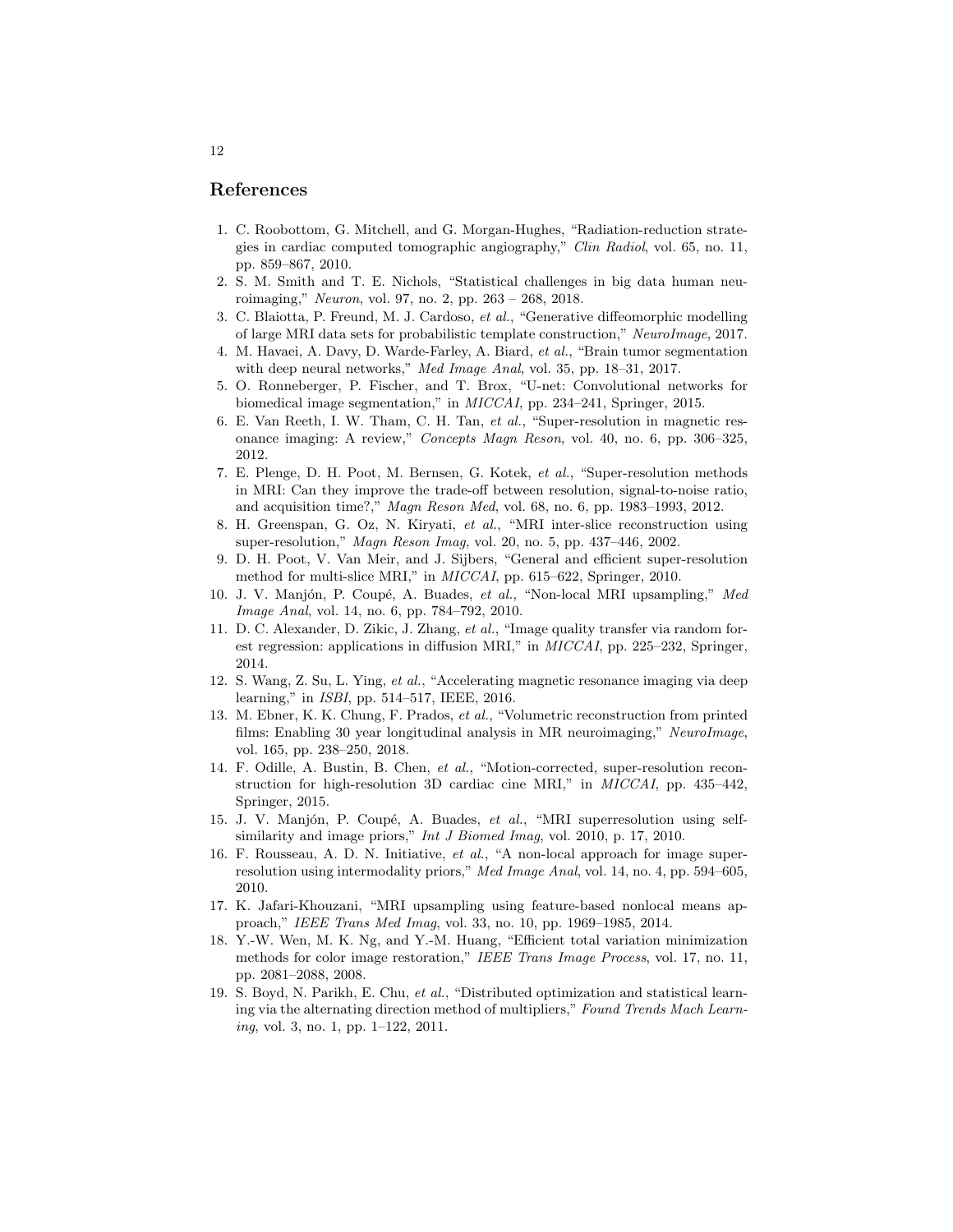## References

1. C. Roobottom, G. Mitchell, and G. Morgan-Hughes, "Radiation-reduction strategies in cardiac computed tomographic angiography," *Clin Radiol*, vol. 65, no. 11, pp. 859–867, 2010.
2. S. M. Smith and T. E. Nichols, "Statistical challenges in big data human neuroimaging," *Neuron*, vol. 97, no. 2, pp. 263 – 268, 2018.
3. C. Blaiotta, P. Freund, M. J. Cardoso, *et al.*, "Generative diffeomorphic modelling of large MRI data sets for probabilistic template construction," *NeuroImage*, 2017.
4. M. Havaei, A. Davy, D. Warde-Farley, A. Biard, *et al.*, "Brain tumor segmentation with deep neural networks," *Med Image Anal*, vol. 35, pp. 18–31, 2017.
5. O. Ronneberger, P. Fischer, and T. Brox, "U-net: Convolutional networks for biomedical image segmentation," in *MICCAI*, pp. 234–241, Springer, 2015.
6. E. Van Reeth, I. W. Tham, C. H. Tan, *et al.*, "Super-resolution in magnetic resonance imaging: A review," *Concepts Magn Reson*, vol. 40, no. 6, pp. 306–325, 2012.
7. E. Plenge, D. H. Poot, M. Bernsen, G. Kotek, *et al.*, "Super-resolution methods in MRI: Can they improve the trade-off between resolution, signal-to-noise ratio, and acquisition time?," *Magn Reson Med*, vol. 68, no. 6, pp. 1983–1993, 2012.
8. H. Greenspan, G. Oz, N. Kiryati, *et al.*, "MRI inter-slice reconstruction using super-resolution," *Magn Reson Imag*, vol. 20, no. 5, pp. 437–446, 2002.
9. D. H. Poot, V. Van Meir, and J. Sijbers, "General and efficient super-resolution method for multi-slice MRI," in *MICCAI*, pp. 615–622, Springer, 2010.
10. J. V. Manjón, P. Coupé, A. Buades, *et al.*, "Non-local MRI upsampling," *Med Image Anal*, vol. 14, no. 6, pp. 784–792, 2010.
11. D. C. Alexander, D. Zikic, J. Zhang, *et al.*, "Image quality transfer via random forest regression: applications in diffusion MRI," in *MICCAI*, pp. 225–232, Springer, 2014.
12. S. Wang, Z. Su, L. Ying, *et al.*, "Accelerating magnetic resonance imaging via deep learning," in *ISBI*, pp. 514–517, IEEE, 2016.
13. M. Ebner, K. K. Chung, F. Prados, *et al.*, "Volumetric reconstruction from printed films: Enabling 30 year longitudinal analysis in MR neuroimaging," *NeuroImage*, vol. 165, pp. 238–250, 2018.
14. F. Odille, A. Bustin, B. Chen, *et al.*, "Motion-corrected, super-resolution reconstruction for high-resolution 3D cardiac cine MRI," in *MICCAI*, pp. 435–442, Springer, 2015.
15. J. V. Manjón, P. Coupé, A. Buades, *et al.*, "MRI superresolution using self-similarity and image priors," *Int J Biomed Imag*, vol. 2010, p. 17, 2010.
16. F. Rousseau, A. D. N. Initiative, *et al.*, "A non-local approach for image super-resolution using intermodality priors," *Med Image Anal*, vol. 14, no. 4, pp. 594–605, 2010.
17. K. Jafari-Khouzani, "MRI upsampling using feature-based nonlocal means approach," *IEEE Trans Med Imag*, vol. 33, no. 10, pp. 1969–1985, 2014.
18. Y.-W. Wen, M. K. Ng, and Y.-M. Huang, "Efficient total variation minimization methods for color image restoration," *IEEE Trans Image Process*, vol. 17, no. 11, pp. 2081–2088, 2008.
19. S. Boyd, N. Parikh, E. Chu, *et al.*, "Distributed optimization and statistical learning via the alternating direction method of multipliers," *Found Trends Mach Learning*, vol. 3, no. 1, pp. 1–122, 2011.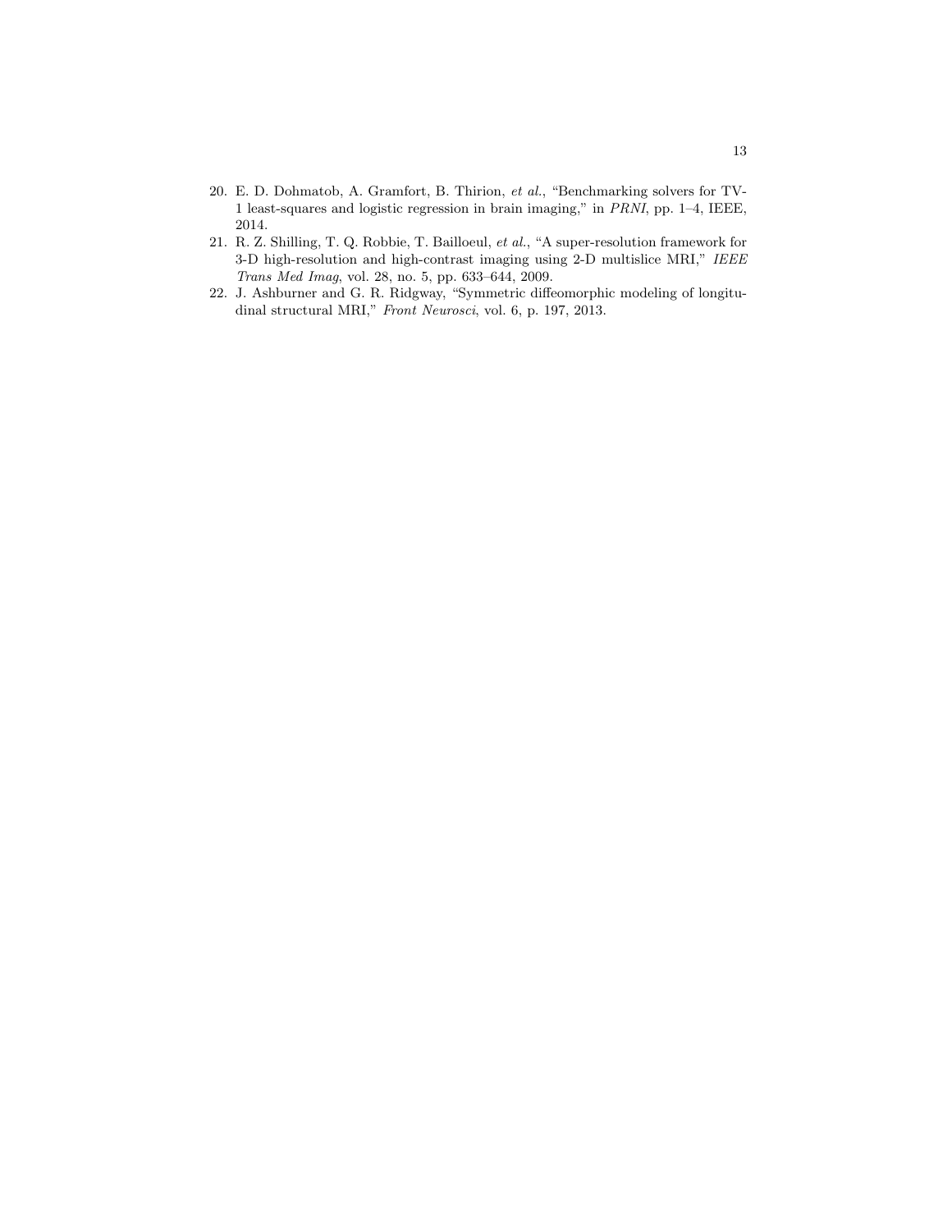20. E. D. Dohmatob, A. Gramfort, B. Thirion, *et al.*, "Benchmarking solvers for TV-1 least-squares and logistic regression in brain imaging," in *PRNI*, pp. 1–4, IEEE, 2014.
21. R. Z. Shilling, T. Q. Robbie, T. Bailloeul, *et al.*, "A super-resolution framework for 3-D high-resolution and high-contrast imaging using 2-D multislice MRI," *IEEE Trans Med Imag*, vol. 28, no. 5, pp. 633–644, 2009.
22. J. Ashburner and G. R. Ridgway, "Symmetric diffeomorphic modeling of longitudinal structural MRI," *Front Neurosci*, vol. 6, p. 197, 2013.